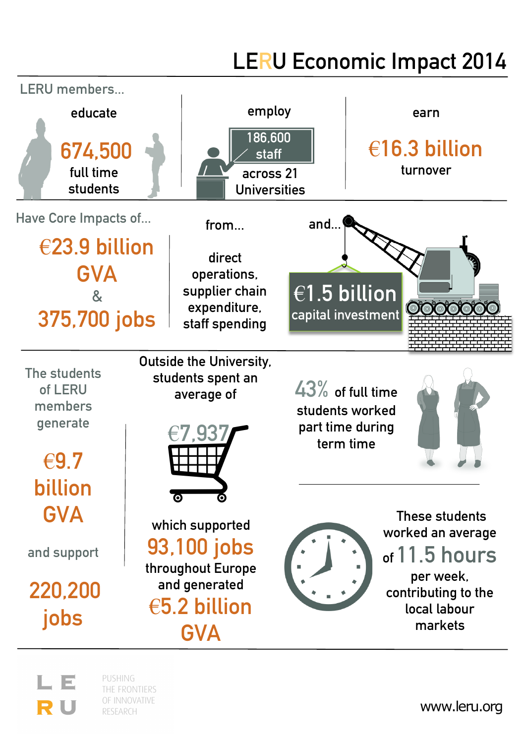# LERU Economic Impact 2014

## LERU members...

educate

**674,500** full time students

employ

**186,600 staff** across 21 Universities

earn

**€16.3 billion** turnover

## Have Core Impacts of...

**€23.9 billion GVA & 375,700 jobs**

from...

direct operations, supplier chain expenditure, staff spending

and...

**€1.5 billion** capital investment

---

The students of LERU members generate

**€9.7 billion GVA**

and support

**220,200 jobs**

Outside the University, students spent an average of

**€7,937**

which supported

**93,100 jobs** throughout Europe and generated **€5.2 billion GVA**

**43%** of full time students worked part time during term time

These students worked an average of **11.5 hours** per week, contributing to the local labour markets

---

LERU — PUSHING THE FRONTIERS OF INNOVATIVE RESEARCH

www.leru.org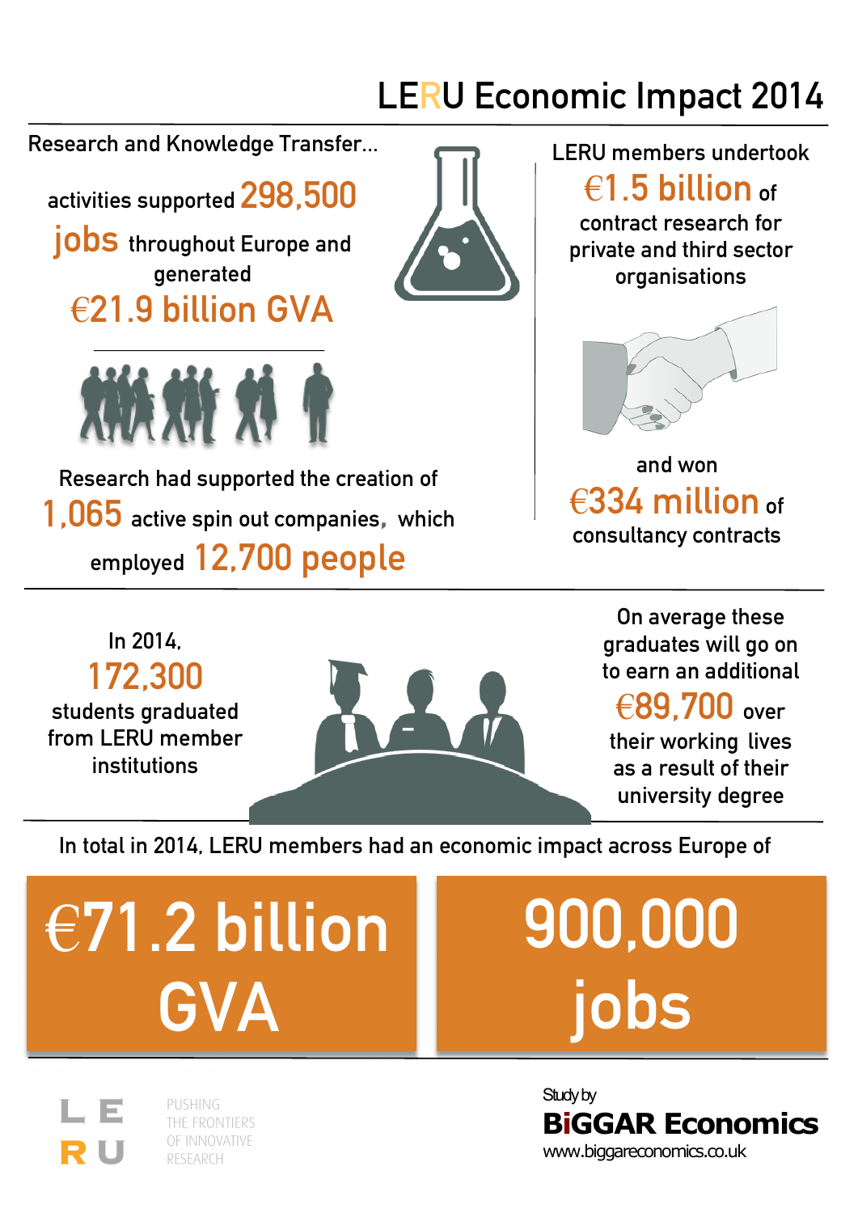# LERU Economic Impact 2014

Research and Knowledge Transfer…

activities supported **298,500 jobs** throughout Europe and generated **€21.9 billion GVA**

Research had supported the creation of **1,065** active spin out companies, which employed **12,700 people**

LERU members undertook **€1.5 billion** of contract research for private and third sector organisations

and won **€334 million** of consultancy contracts

In 2014, **172,300** students graduated from LERU member institutions

On average these graduates will go on to earn an additional **€89,700** over their working lives as a result of their university degree

In total in 2014, LERU members had an economic impact across Europe of

**€71.2 billion GVA**

**900,000 jobs**

LERU

PUSHING THE FRONTIERS OF INNOVATIVE RESEARCH

Study by
**BiGGAR Economics**
www.biggareconomics.co.uk